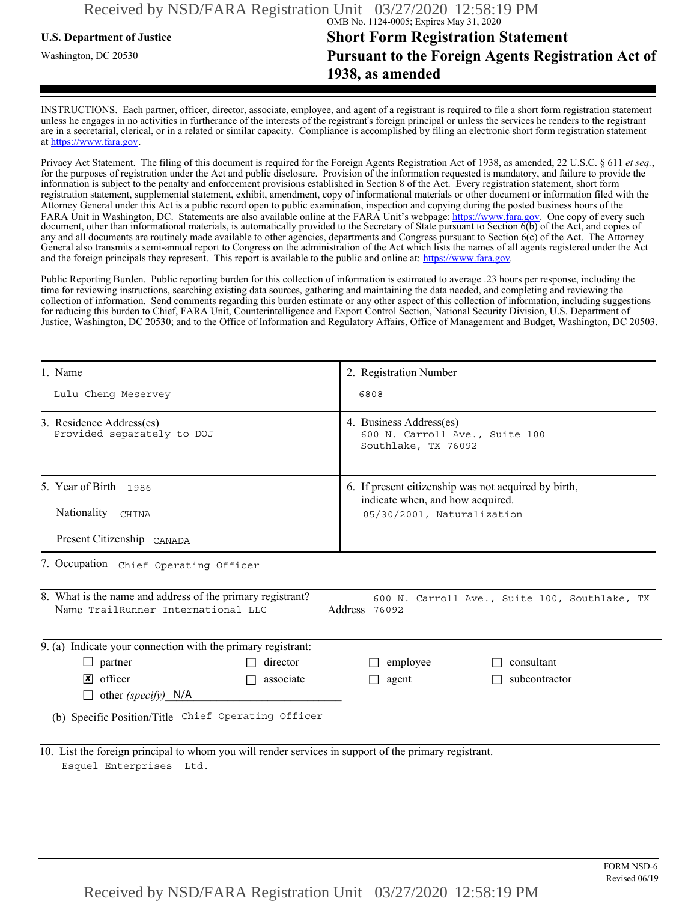OMB No. 1124-0005; Expires May 31, 2020

**U.S. Department of Justice**

Washington, DC 20530

# Short Form Registration Statement Pursuant to the Foreign Agents Registration Act of 1938, as amended

INSTRUCTIONS. Each partner, officer, director, associate, employee, and agent of a registrant is required to file a short form registration statement unless he engages in no activities in furtherance of the interests of the registrant's foreign principal or unless the services he renders to the registrant are in a secretarial, clerical, or in a related or similar capacity. Compliance is accomplished by filing an electronic short form registration statement at https://www.fara.gov.

Privacy Act Statement. The filing of this document is required for the Foreign Agents Registration Act of 1938, as amended, 22 U.S.C. § 611 *et seq.*, for the purposes of registration under the Act and public disclosure. Provision of the information requested is mandatory, and failure to provide the information is subject to the penalty and enforcement provisions established in Section 8 of the Act. Every registration statement, short form registration statement, supplemental statement, exhibit, amendment, copy of informational materials or other document or information filed with the Attorney General under this Act is a public record open to public examination, inspection and copying during the posted business hours of the FARA Unit in Washington, DC. Statements are also available online at the FARA Unit's webpage: https://www.fara.gov. One copy of every such document, other than informational materials, is automatically provided to the Secretary of State pursuant to Section 6(b) of the Act, and copies of any and all documents are routinely made available to other agencies, departments and Congress pursuant to Section 6(c) of the Act. The Attorney General also transmits a semi-annual report to Congress on the administration of the Act which lists the names of all agents registered under the Act and the foreign principals they represent. This report is available to the public and online at: https://www.fara.gov.

Public Reporting Burden. Public reporting burden for this collection of information is estimated to average .23 hours per response, including the time for reviewing instructions, searching existing data sources, gathering and maintaining the data needed, and completing and reviewing the collection of information. Send comments regarding this burden estimate or any other aspect of this collection of information, including suggestions for reducing this burden to Chief, FARA Unit, Counterintelligence and Export Control Section, National Security Division, U.S. Department of Justice, Washington, DC 20530; and to the Office of Information and Regulatory Affairs, Office of Management and Budget, Washington, DC 20503.

| | |
|---|---|
| 1. Name<br>Lulu Cheng Meservey | 2. Registration Number<br>6808 |
| 3. Residence Address(es)<br>Provided separately to DOJ | 4. Business Address(es)<br>600 N. Carroll Ave., Suite 100<br>Southlake, TX 76092 |
| 5. Year of Birth 1986<br>Nationality CHINA<br>Present Citizenship CANADA | 6. If present citizenship was not acquired by birth, indicate when, and how acquired.<br>05/30/2001, Naturalization |

7. Occupation Chief Operating Officer

8. What is the name and address of the primary registrant?
Name TrailRunner International LLC
Address 600 N. Carroll Ave., Suite 100, Southlake, TX 76092

9. (a) Indicate your connection with the primary registrant:

- ☐ partner
- ☐ director
- ☐ employee
- ☐ consultant
- ☒ officer
- ☐ associate
- ☐ agent
- ☐ subcontractor
- ☐ other *(specify)* N/A

(b) Specific Position/Title Chief Operating Officer

10. List the foreign principal to whom you will render services in support of the primary registrant.
Esquel Enterprises Ltd.

FORM NSD-6
Revised 06/19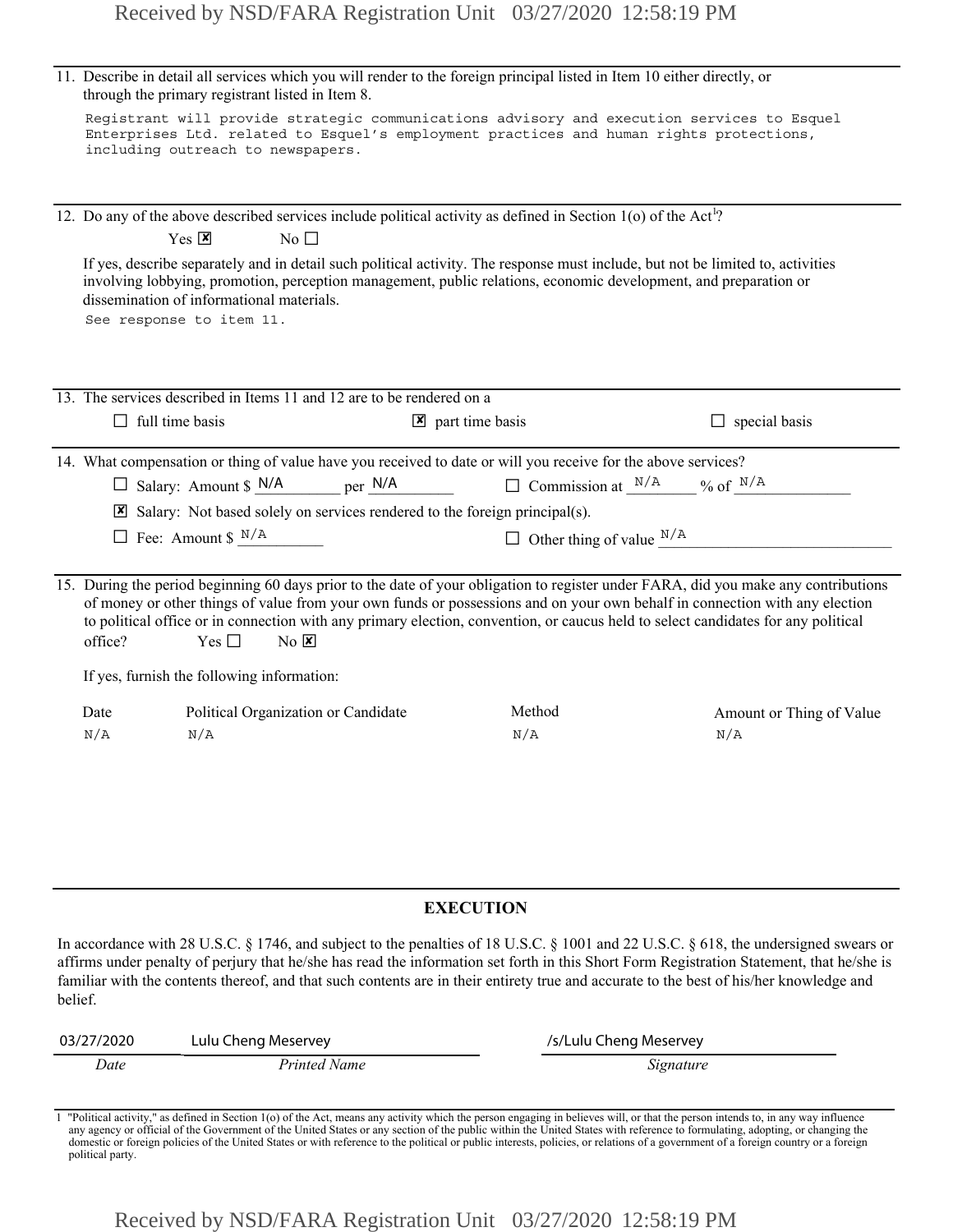11. Describe in detail all services which you will render to the foreign principal listed in Item 10 either directly, or through the primary registrant listed in Item 8.

    Registrant will provide strategic communications advisory and execution services to Esquel Enterprises Ltd. related to Esquel's employment practices and human rights protections, including outreach to newspapers.

12. Do any of the above described services include political activity as defined in Section 1(o) of the Act[1]?

    Yes ☒  No ☐

    If yes, describe separately and in detail such political activity. The response must include, but not be limited to, activities involving lobbying, promotion, perception management, public relations, economic development, and preparation or dissemination of informational materials.

    See response to item 11.

13. The services described in Items 11 and 12 are to be rendered on a

    ☐ full time basis  ☒ part time basis  ☐ special basis

14. What compensation or thing of value have you received to date or will you receive for the above services?

    ☐ Salary: Amount $ N/A per N/A  ☐ Commission at N/A % of N/A

    ☒ Salary: Not based solely on services rendered to the foreign principal(s).

    ☐ Fee: Amount $ N/A  ☐ Other thing of value N/A

15. During the period beginning 60 days prior to the date of your obligation to register under FARA, did you make any contributions of money or other things of value from your own funds or possessions and on your own behalf in connection with any election to political office or in connection with any primary election, convention, or caucus held to select candidates for any political office?  Yes ☐  No ☒

    If yes, furnish the following information:

| Date | Political Organization or Candidate | Method | Amount or Thing of Value |
|---|---|---|---|
| N/A | N/A | N/A | N/A |

## EXECUTION

In accordance with 28 U.S.C. § 1746, and subject to the penalties of 18 U.S.C. § 1001 and 22 U.S.C. § 618, the undersigned swears or affirms under penalty of perjury that he/she has read the information set forth in this Short Form Registration Statement, that he/she is familiar with the contents thereof, and that such contents are in their entirety true and accurate to the best of his/her knowledge and belief.

| 03/27/2020 | Lulu Cheng Meservey | /s/Lulu Cheng Meservey |
|---|---|---|
| *Date* | *Printed Name* | *Signature* |

[1] "Political activity," as defined in Section 1(o) of the Act, means any activity which the person engaging in believes will, or that the person intends to, in any way influence any agency or official of the Government of the United States or any section of the public within the United States with reference to formulating, adopting, or changing the domestic or foreign policies of the United States or with reference to the political or public interests, policies, or relations of a government of a foreign country or a foreign political party.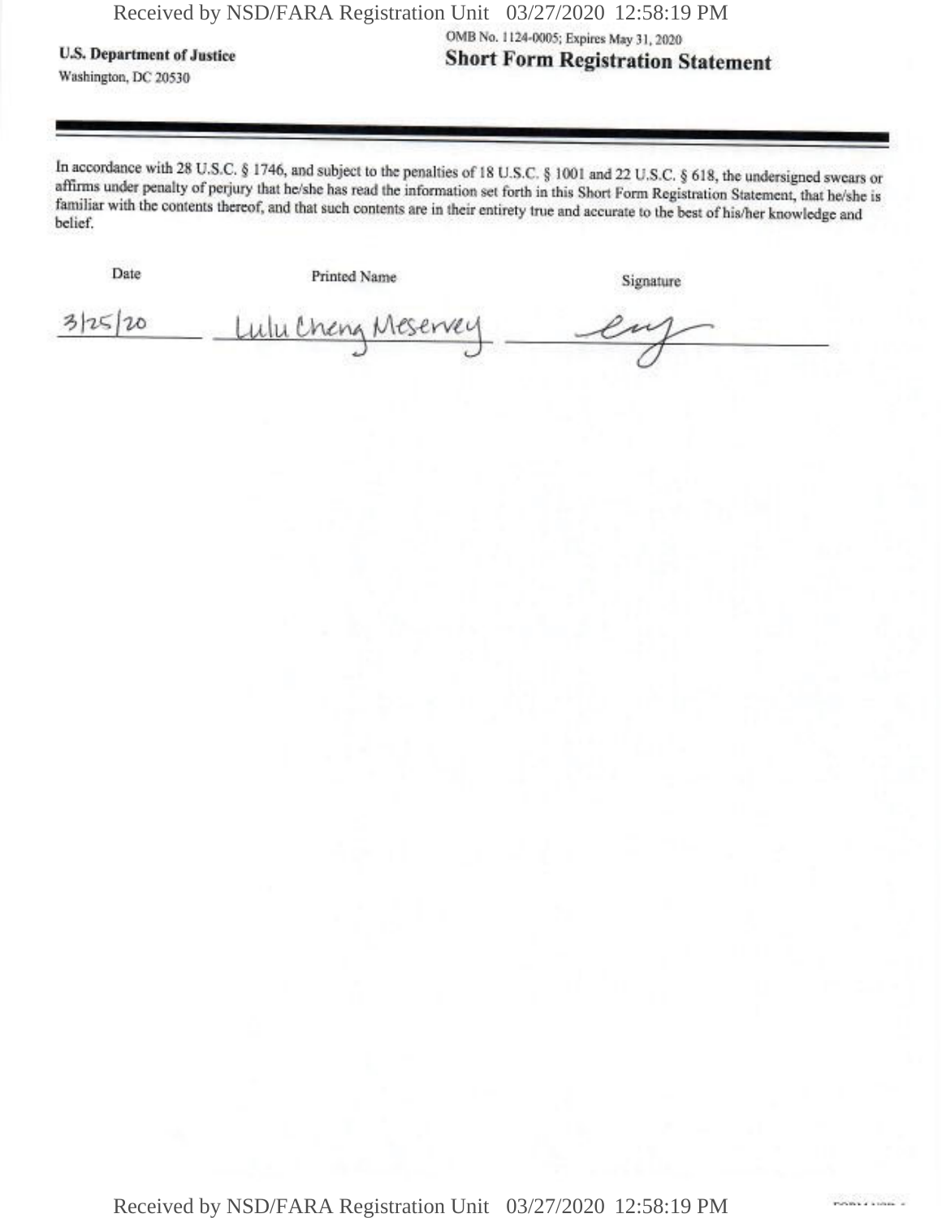**U.S. Department of Justice**
Washington, DC 20530

OMB No. 1124-0005; Expires May 31, 2020

**Short Form Registration Statement**

---

In accordance with 28 U.S.C. § 1746, and subject to the penalties of 18 U.S.C. § 1001 and 22 U.S.C. § 618, the undersigned swears or affirms under penalty of perjury that he/she has read the information set forth in this Short Form Registration Statement, that he/she is familiar with the contents thereof, and that such contents are in their entirety true and accurate to the best of his/her knowledge and belief.

| Date | Printed Name | Signature |
|---|---|---|
| 3/25/20 | Lulu Cheng Meservey | [signature] |